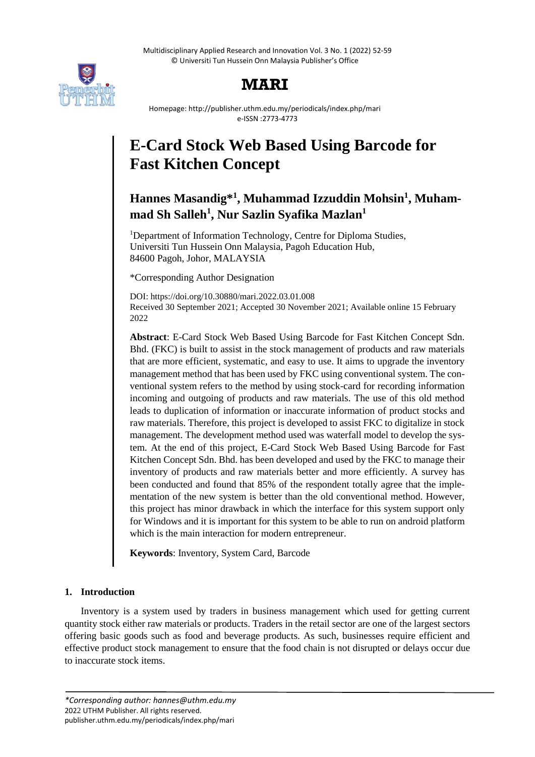# E-Card Stock Web Based Using Barcode for Fast Kitchen Concept

**Hannes Masandig*[1], Muhammad Izzuddin Mohsin[1], Muhammad Sh Salleh[1], Nur Sazlin Syafika Mazlan[1]**

[1]Department of Information Technology, Centre for Diploma Studies, Universiti Tun Hussein Onn Malaysia, Pagoh Education Hub, 84600 Pagoh, Johor, MALAYSIA

*Corresponding Author Designation

DOI: https://doi.org/10.30880/mari.2022.03.01.008
Received 30 September 2021; Accepted 30 November 2021; Available online 15 February 2022

**Abstract**: E-Card Stock Web Based Using Barcode for Fast Kitchen Concept Sdn. Bhd. (FKC) is built to assist in the stock management of products and raw materials that are more efficient, systematic, and easy to use. It aims to upgrade the inventory management method that has been used by FKC using conventional system. The conventional system refers to the method by using stock-card for recording information incoming and outgoing of products and raw materials. The use of this old method leads to duplication of information or inaccurate information of product stocks and raw materials. Therefore, this project is developed to assist FKC to digitalize in stock management. The development method used was waterfall model to develop the system. At the end of this project, E-Card Stock Web Based Using Barcode for Fast Kitchen Concept Sdn. Bhd. has been developed and used by the FKC to manage their inventory of products and raw materials better and more efficiently. A survey has been conducted and found that 85% of the respondent totally agree that the implementation of the new system is better than the old conventional method. However, this project has minor drawback in which the interface for this system support only for Windows and it is important for this system to be able to run on android platform which is the main interaction for modern entrepreneur.

**Keywords**: Inventory, System Card, Barcode

## 1. Introduction

Inventory is a system used by traders in business management which used for getting current quantity stock either raw materials or products. Traders in the retail sector are one of the largest sectors offering basic goods such as food and beverage products. As such, businesses require efficient and effective product stock management to ensure that the food chain is not disrupted or delays occur due to inaccurate stock items.

*Corresponding author: hannes@uthm.edu.my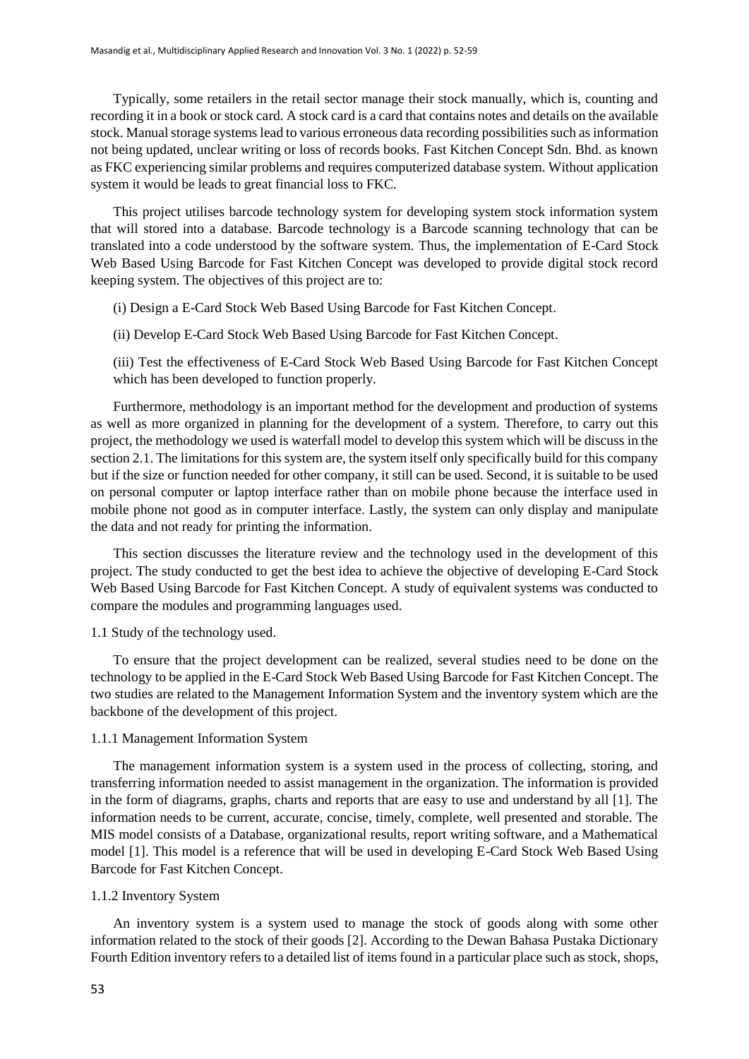Typically, some retailers in the retail sector manage their stock manually, which is, counting and recording it in a book or stock card. A stock card is a card that contains notes and details on the available stock. Manual storage systems lead to various erroneous data recording possibilities such as information not being updated, unclear writing or loss of records books. Fast Kitchen Concept Sdn. Bhd. as known as FKC experiencing similar problems and requires computerized database system. Without application system it would be leads to great financial loss to FKC.

This project utilises barcode technology system for developing system stock information system that will stored into a database. Barcode technology is a Barcode scanning technology that can be translated into a code understood by the software system. Thus, the implementation of E-Card Stock Web Based Using Barcode for Fast Kitchen Concept was developed to provide digital stock record keeping system. The objectives of this project are to:

(i) Design a E-Card Stock Web Based Using Barcode for Fast Kitchen Concept.

(ii) Develop E-Card Stock Web Based Using Barcode for Fast Kitchen Concept.

(iii) Test the effectiveness of E-Card Stock Web Based Using Barcode for Fast Kitchen Concept which has been developed to function properly.

Furthermore, methodology is an important method for the development and production of systems as well as more organized in planning for the development of a system. Therefore, to carry out this project, the methodology we used is waterfall model to develop this system which will be discuss in the section 2.1. The limitations for this system are, the system itself only specifically build for this company but if the size or function needed for other company, it still can be used. Second, it is suitable to be used on personal computer or laptop interface rather than on mobile phone because the interface used in mobile phone not good as in computer interface. Lastly, the system can only display and manipulate the data and not ready for printing the information.

This section discusses the literature review and the technology used in the development of this project. The study conducted to get the best idea to achieve the objective of developing E-Card Stock Web Based Using Barcode for Fast Kitchen Concept. A study of equivalent systems was conducted to compare the modules and programming languages used.

### 1.1 Study of the technology used.

To ensure that the project development can be realized, several studies need to be done on the technology to be applied in the E-Card Stock Web Based Using Barcode for Fast Kitchen Concept. The two studies are related to the Management Information System and the inventory system which are the backbone of the development of this project.

#### 1.1.1 Management Information System

The management information system is a system used in the process of collecting, storing, and transferring information needed to assist management in the organization. The information is provided in the form of diagrams, graphs, charts and reports that are easy to use and understand by all [1]. The information needs to be current, accurate, concise, timely, complete, well presented and storable. The MIS model consists of a Database, organizational results, report writing software, and a Mathematical model [1]. This model is a reference that will be used in developing E-Card Stock Web Based Using Barcode for Fast Kitchen Concept.

#### 1.1.2 Inventory System

An inventory system is a system used to manage the stock of goods along with some other information related to the stock of their goods [2]. According to the Dewan Bahasa Pustaka Dictionary Fourth Edition inventory refers to a detailed list of items found in a particular place such as stock, shops,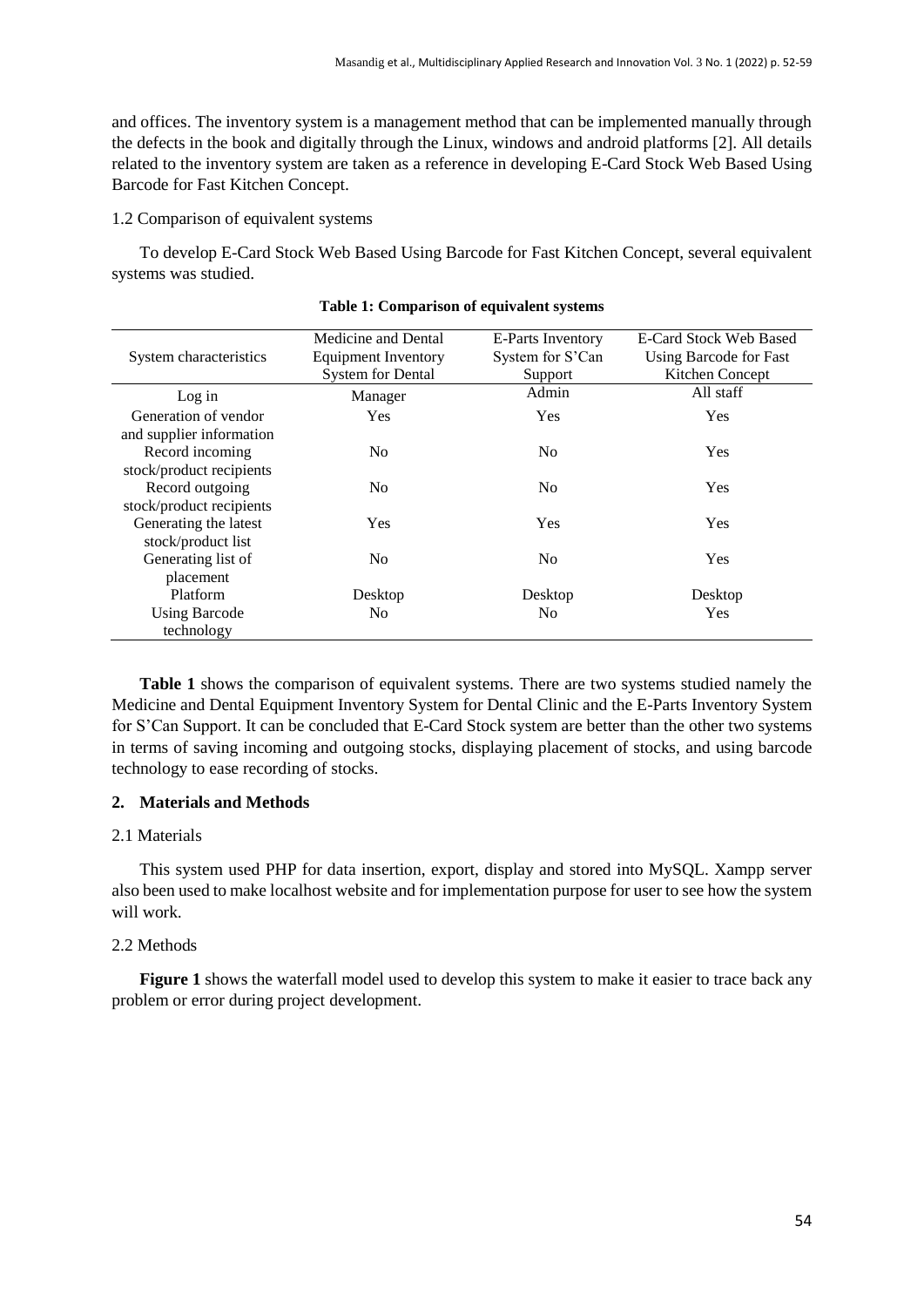and offices. The inventory system is a management method that can be implemented manually through the defects in the book and digitally through the Linux, windows and android platforms [2]. All details related to the inventory system are taken as a reference in developing E-Card Stock Web Based Using Barcode for Fast Kitchen Concept.

1.2 Comparison of equivalent systems

To develop E-Card Stock Web Based Using Barcode for Fast Kitchen Concept, several equivalent systems was studied.

**Table 1: Comparison of equivalent systems**

| System characteristics | Medicine and Dental Equipment Inventory System for Dental | E-Parts Inventory System for S'Can Support | E-Card Stock Web Based Using Barcode for Fast Kitchen Concept |
|---|---|---|---|
| Log in | Manager | Admin | All staff |
| Generation of vendor and supplier information | Yes | Yes | Yes |
| Record incoming stock/product recipients | No | No | Yes |
| Record outgoing stock/product recipients | No | No | Yes |
| Generating the latest stock/product list | Yes | Yes | Yes |
| Generating list of placement | No | No | Yes |
| Platform | Desktop | Desktop | Desktop |
| Using Barcode technology | No | No | Yes |

**Table 1** shows the comparison of equivalent systems. There are two systems studied namely the Medicine and Dental Equipment Inventory System for Dental Clinic and the E-Parts Inventory System for S'Can Support. It can be concluded that E-Card Stock system are better than the other two systems in terms of saving incoming and outgoing stocks, displaying placement of stocks, and using barcode technology to ease recording of stocks.

## 2. Materials and Methods

2.1 Materials

This system used PHP for data insertion, export, display and stored into MySQL. Xampp server also been used to make localhost website and for implementation purpose for user to see how the system will work.

2.2 Methods

**Figure 1** shows the waterfall model used to develop this system to make it easier to trace back any problem or error during project development.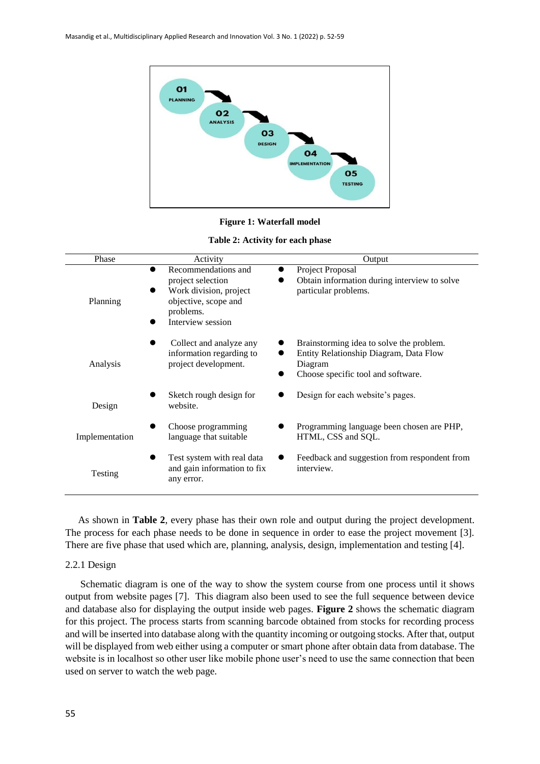**Figure 1: Waterfall model**

**Table 2: Activity for each phase**

| Phase | Activity | Output |
|---|---|---|
| Planning | • Recommendations and project selection<br>• Work division, project objective, scope and problems.<br>• Interview session | • Project Proposal<br>• Obtain information during interview to solve particular problems. |
| Analysis | • Collect and analyze any information regarding to project development. | • Brainstorming idea to solve the problem.<br>• Entity Relationship Diagram, Data Flow Diagram<br>• Choose specific tool and software. |
| Design | • Sketch rough design for website. | • Design for each website's pages. |
| Implementation | • Choose programming language that suitable | • Programming language been chosen are PHP, HTML, CSS and SQL. |
| Testing | • Test system with real data and gain information to fix any error. | • Feedback and suggestion from respondent from interview. |

As shown in **Table 2**, every phase has their own role and output during the project development. The process for each phase needs to be done in sequence in order to ease the project movement [3]. There are five phase that used which are, planning, analysis, design, implementation and testing [4].

### 2.2.1 Design

Schematic diagram is one of the way to show the system course from one process until it shows output from website pages [7]. This diagram also been used to see the full sequence between device and database also for displaying the output inside web pages. **Figure 2** shows the schematic diagram for this project. The process starts from scanning barcode obtained from stocks for recording process and will be inserted into database along with the quantity incoming or outgoing stocks. After that, output will be displayed from web either using a computer or smart phone after obtain data from database. The website is in localhost so other user like mobile phone user's need to use the same connection that been used on server to watch the web page.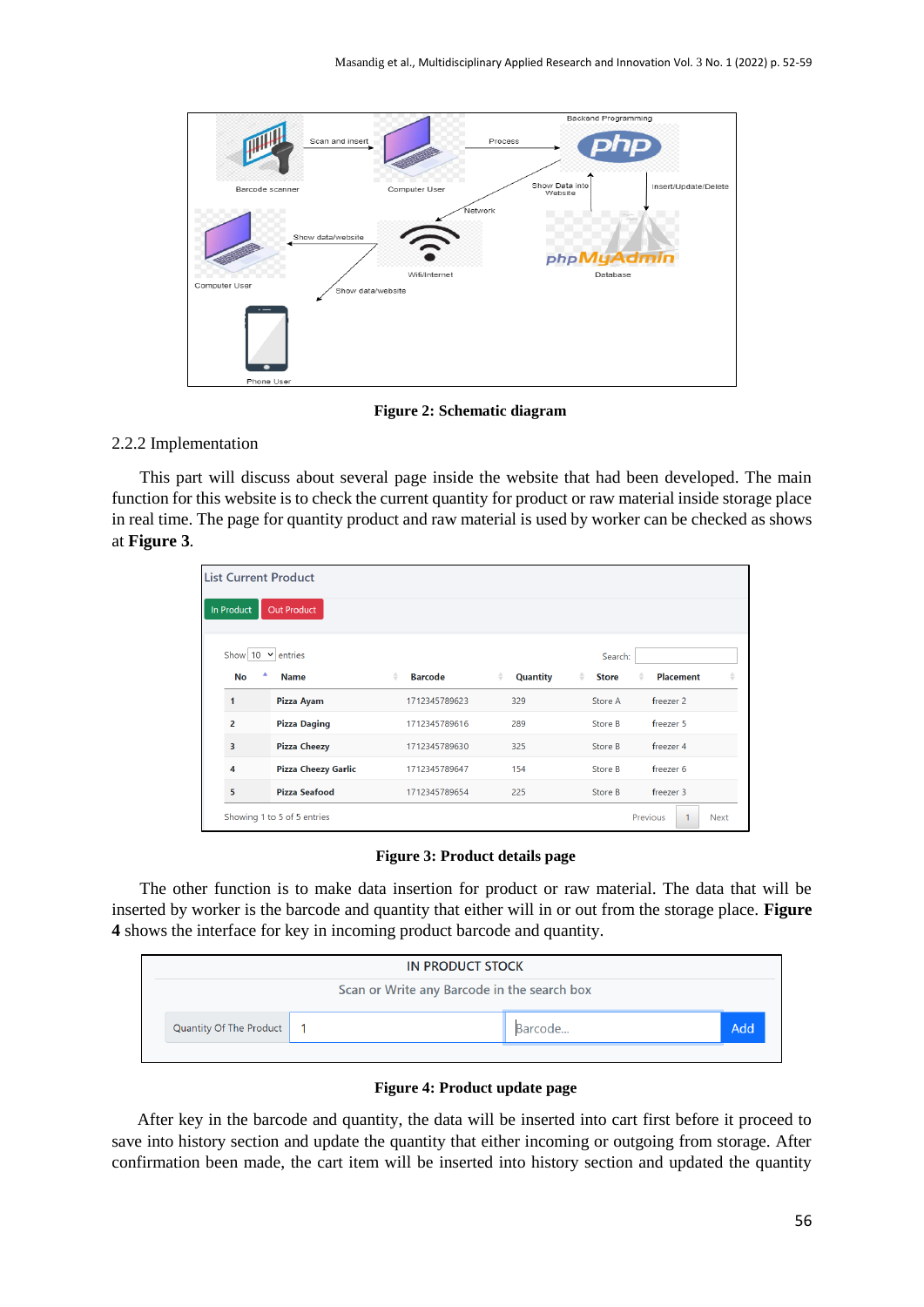**Figure 2: Schematic diagram**

2.2.2 Implementation

This part will discuss about several page inside the website that had been developed. The main function for this website is to check the current quantity for product or raw material inside storage place in real time. The page for quantity product and raw material is used by worker can be checked as shows at **Figure 3**.

**Figure 3: Product details page**

The other function is to make data insertion for product or raw material. The data that will be inserted by worker is the barcode and quantity that either will in or out from the storage place. **Figure 4** shows the interface for key in incoming product barcode and quantity.

**Figure 4: Product update page**

After key in the barcode and quantity, the data will be inserted into cart first before it proceed to save into history section and update the quantity that either incoming or outgoing from storage. After confirmation been made, the cart item will be inserted into history section and updated the quantity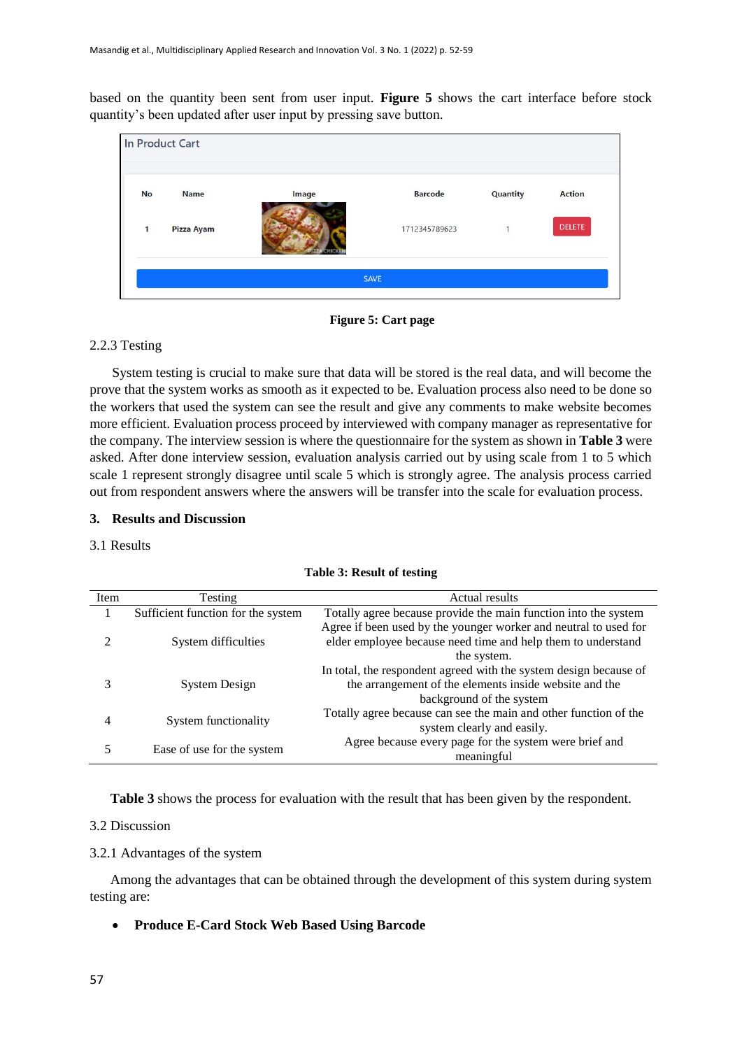based on the quantity been sent from user input. **Figure 5** shows the cart interface before stock quantity's been updated after user input by pressing save button.

**Figure 5: Cart page**

2.2.3 Testing

System testing is crucial to make sure that data will be stored is the real data, and will become the prove that the system works as smooth as it expected to be. Evaluation process also need to be done so the workers that used the system can see the result and give any comments to make website becomes more efficient. Evaluation process proceed by interviewed with company manager as representative for the company. The interview session is where the questionnaire for the system as shown in **Table 3** were asked. After done interview session, evaluation analysis carried out by using scale from 1 to 5 which scale 1 represent strongly disagree until scale 5 which is strongly agree. The analysis process carried out from respondent answers where the answers will be transfer into the scale for evaluation process.

## 3. Results and Discussion

### 3.1 Results

**Table 3: Result of testing**

| Item | Testing | Actual results |
|---|---|---|
| 1 | Sufficient function for the system | Totally agree because provide the main function into the system |
| 2 | System difficulties | Agree if been used by the younger worker and neutral to used for elder employee because need time and help them to understand the system. |
| 3 | System Design | In total, the respondent agreed with the system design because of the arrangement of the elements inside website and the background of the system |
| 4 | System functionality | Totally agree because can see the main and other function of the system clearly and easily. |
| 5 | Ease of use for the system | Agree because every page for the system were brief and meaningful |

**Table 3** shows the process for evaluation with the result that has been given by the respondent.

### 3.2 Discussion

#### 3.2.1 Advantages of the system

Among the advantages that can be obtained through the development of this system during system testing are:

- **Produce E-Card Stock Web Based Using Barcode**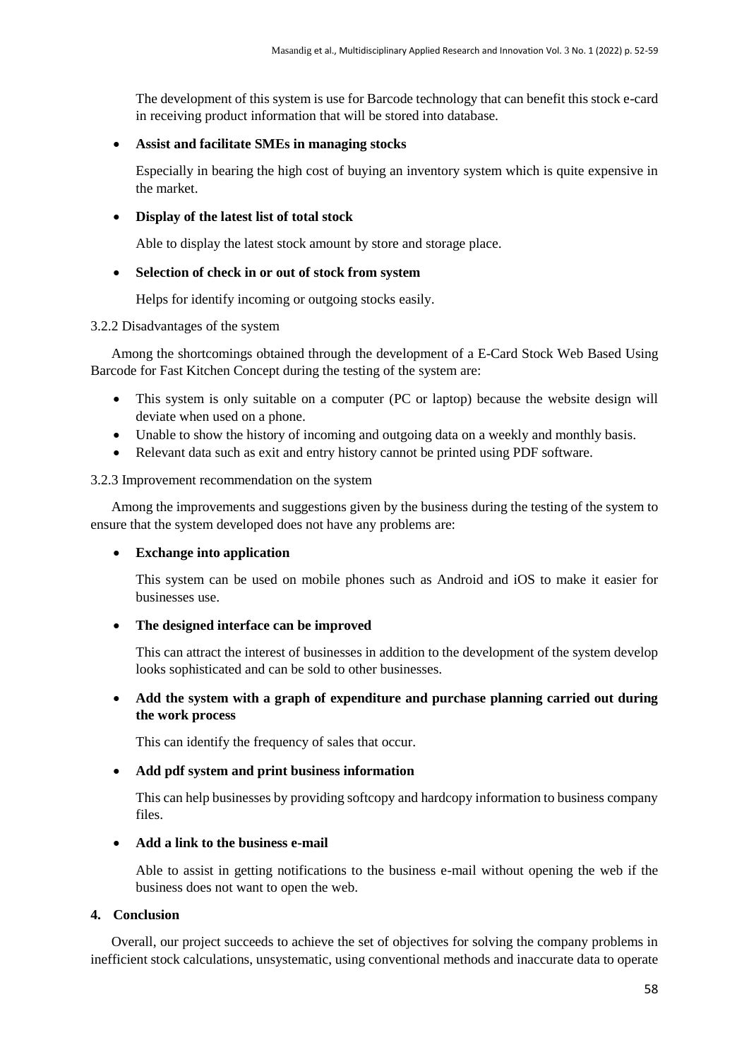The development of this system is use for Barcode technology that can benefit this stock e-card in receiving product information that will be stored into database.

- **Assist and facilitate SMEs in managing stocks**

  Especially in bearing the high cost of buying an inventory system which is quite expensive in the market.

- **Display of the latest list of total stock**

  Able to display the latest stock amount by store and storage place.

- **Selection of check in or out of stock from system**

  Helps for identify incoming or outgoing stocks easily.

### 3.2.2 Disadvantages of the system

Among the shortcomings obtained through the development of a E-Card Stock Web Based Using Barcode for Fast Kitchen Concept during the testing of the system are:

- This system is only suitable on a computer (PC or laptop) because the website design will deviate when used on a phone.
- Unable to show the history of incoming and outgoing data on a weekly and monthly basis.
- Relevant data such as exit and entry history cannot be printed using PDF software.

### 3.2.3 Improvement recommendation on the system

Among the improvements and suggestions given by the business during the testing of the system to ensure that the system developed does not have any problems are:

- **Exchange into application**

  This system can be used on mobile phones such as Android and iOS to make it easier for businesses use.

- **The designed interface can be improved**

  This can attract the interest of businesses in addition to the development of the system develop looks sophisticated and can be sold to other businesses.

- **Add the system with a graph of expenditure and purchase planning carried out during the work process**

  This can identify the frequency of sales that occur.

- **Add pdf system and print business information**

  This can help businesses by providing softcopy and hardcopy information to business company files.

- **Add a link to the business e-mail**

  Able to assist in getting notifications to the business e-mail without opening the web if the business does not want to open the web.

## 4. Conclusion

Overall, our project succeeds to achieve the set of objectives for solving the company problems in inefficient stock calculations, unsystematic, using conventional methods and inaccurate data to operate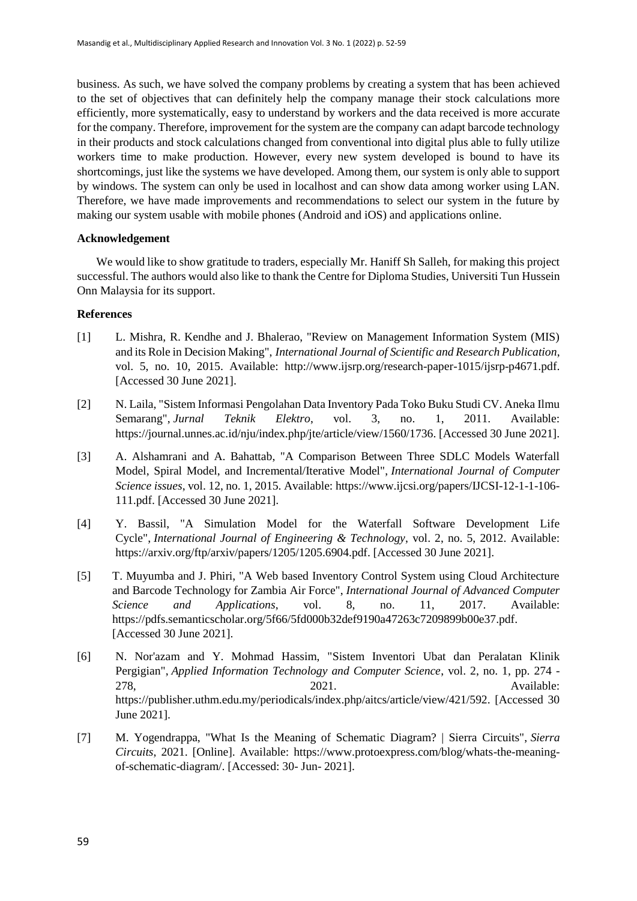business. As such, we have solved the company problems by creating a system that has been achieved to the set of objectives that can definitely help the company manage their stock calculations more efficiently, more systematically, easy to understand by workers and the data received is more accurate for the company. Therefore, improvement for the system are the company can adapt barcode technology in their products and stock calculations changed from conventional into digital plus able to fully utilize workers time to make production. However, every new system developed is bound to have its shortcomings, just like the systems we have developed. Among them, our system is only able to support by windows. The system can only be used in localhost and can show data among worker using LAN. Therefore, we have made improvements and recommendations to select our system in the future by making our system usable with mobile phones (Android and iOS) and applications online.

**Acknowledgement**

We would like to show gratitude to traders, especially Mr. Haniff Sh Salleh, for making this project successful. The authors would also like to thank the Centre for Diploma Studies, Universiti Tun Hussein Onn Malaysia for its support.

**References**

[1] L. Mishra, R. Kendhe and J. Bhalerao, "Review on Management Information System (MIS) and its Role in Decision Making", *International Journal of Scientific and Research Publication*, vol. 5, no. 10, 2015. Available: http://www.ijsrp.org/research-paper-1015/ijsrp-p4671.pdf. [Accessed 30 June 2021].

[2] N. Laila, "Sistem Informasi Pengolahan Data Inventory Pada Toko Buku Studi CV. Aneka Ilmu Semarang", *Jurnal Teknik Elektro*, vol. 3, no. 1, 2011. Available: https://journal.unnes.ac.id/nju/index.php/jte/article/view/1560/1736. [Accessed 30 June 2021].

[3] A. Alshamrani and A. Bahattab, "A Comparison Between Three SDLC Models Waterfall Model, Spiral Model, and Incremental/Iterative Model", *International Journal of Computer Science issues*, vol. 12, no. 1, 2015. Available: https://www.ijcsi.org/papers/IJCSI-12-1-1-106-111.pdf. [Accessed 30 June 2021].

[4] Y. Bassil, "A Simulation Model for the Waterfall Software Development Life Cycle", *International Journal of Engineering & Technology*, vol. 2, no. 5, 2012. Available: https://arxiv.org/ftp/arxiv/papers/1205/1205.6904.pdf. [Accessed 30 June 2021].

[5] T. Muyumba and J. Phiri, "A Web based Inventory Control System using Cloud Architecture and Barcode Technology for Zambia Air Force", *International Journal of Advanced Computer Science and Applications*, vol. 8, no. 11, 2017. Available: https://pdfs.semanticscholar.org/5f66/5fd000b32def9190a47263c7209899b00e37.pdf. [Accessed 30 June 2021].

[6] N. Nor'azam and Y. Mohmad Hassim, "Sistem Inventori Ubat dan Peralatan Klinik Pergigian", *Applied Information Technology and Computer Science*, vol. 2, no. 1, pp. 274 - 278, 2021. Available: https://publisher.uthm.edu.my/periodicals/index.php/aitcs/article/view/421/592. [Accessed 30 June 2021].

[7] M. Yogendrappa, "What Is the Meaning of Schematic Diagram? | Sierra Circuits", *Sierra Circuits*, 2021. [Online]. Available: https://www.protoexpress.com/blog/whats-the-meaning-of-schematic-diagram/. [Accessed: 30- Jun- 2021].